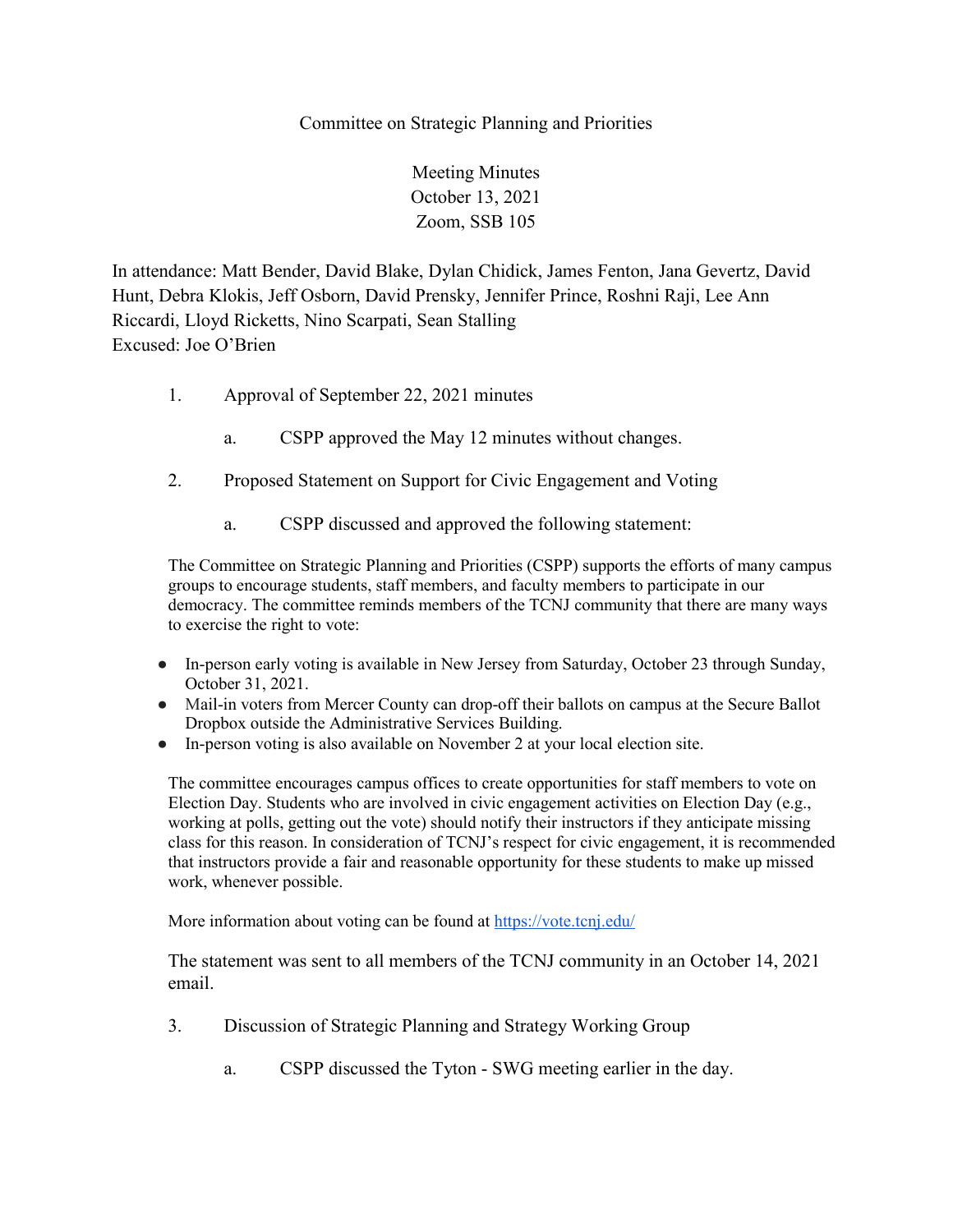Committee on Strategic Planning and Priorities

Meeting Minutes
October 13, 2021
Zoom, SSB 105

In attendance: Matt Bender, David Blake, Dylan Chidick, James Fenton, Jana Gevertz, David Hunt, Debra Klokis, Jeff Osborn, David Prensky, Jennifer Prince, Roshni Raji, Lee Ann Riccardi, Lloyd Ricketts, Nino Scarpati, Sean Stalling
Excused: Joe O'Brien

1. Approval of September 22, 2021 minutes
   a. CSPP approved the May 12 minutes without changes.
2. Proposed Statement on Support for Civic Engagement and Voting
   a. CSPP discussed and approved the following statement:

The Committee on Strategic Planning and Priorities (CSPP) supports the efforts of many campus groups to encourage students, staff members, and faculty members to participate in our democracy. The committee reminds members of the TCNJ community that there are many ways to exercise the right to vote:

- In-person early voting is available in New Jersey from Saturday, October 23 through Sunday, October 31, 2021.
- Mail-in voters from Mercer County can drop-off their ballots on campus at the Secure Ballot Dropbox outside the Administrative Services Building.
- In-person voting is also available on November 2 at your local election site.

The committee encourages campus offices to create opportunities for staff members to vote on Election Day. Students who are involved in civic engagement activities on Election Day (e.g., working at polls, getting out the vote) should notify their instructors if they anticipate missing class for this reason. In consideration of TCNJ's respect for civic engagement, it is recommended that instructors provide a fair and reasonable opportunity for these students to make up missed work, whenever possible.

More information about voting can be found at https://vote.tcnj.edu/

The statement was sent to all members of the TCNJ community in an October 14, 2021 email.

3. Discussion of Strategic Planning and Strategy Working Group
   a. CSPP discussed the Tyton - SWG meeting earlier in the day.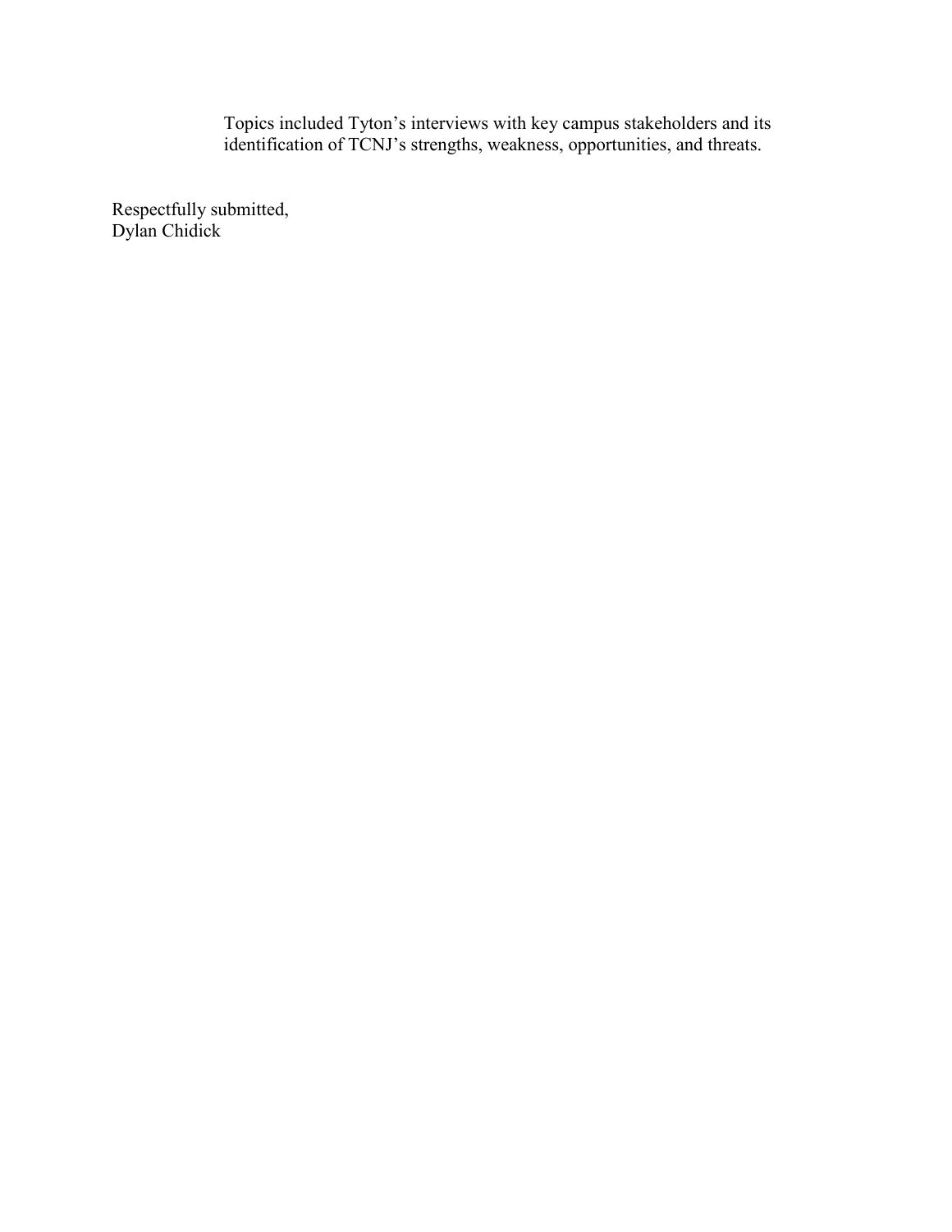Topics included Tyton's interviews with key campus stakeholders and its identification of TCNJ's strengths, weakness, opportunities, and threats.

Respectfully submitted,
Dylan Chidick